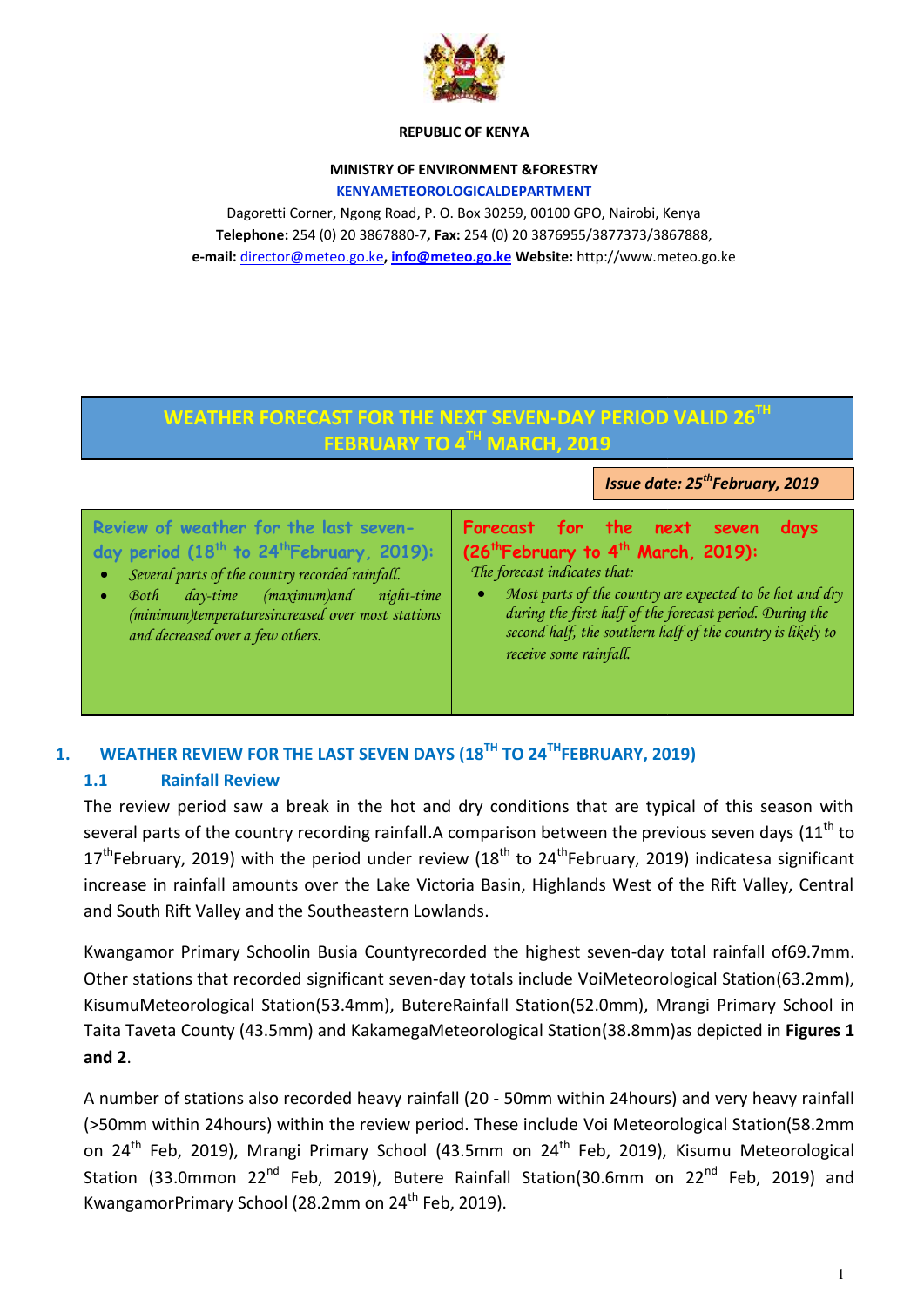**REPUBLIC OF KENYA**

**MINISTRY OF ENVIRONMENT &FORESTRY**

**KENYAMETEOROLOGICALDEPARTMENT**

Dagoretti Corner, Ngong Road, P. O. Box 30259, 00100 GPO, Nairobi, Kenya
**Telephone:** 254 (0) 20 3867880-7**, Fax:** 254 (0) 20 3876955/3877373/3867888,
**e-mail:** director@meteo.go.ke**, info@meteo.go.ke Website:** http://www.meteo.go.ke

# WEATHER FORECAST FOR THE NEXT SEVEN-DAY PERIOD VALID 26TH FEBRUARY TO 4TH MARCH, 2019

***Issue date: 25thFebruary, 2019***

| Review of weather for the last seven-day period (18th to 24thFebruary, 2019): | Forecast for the next seven days (26thFebruary to 4th March, 2019): |
|---|---|
| • *Several parts of the country recorded rainfall.* <br> • *Both day-time (maximum)and night-time (minimum)temperaturesincreased over most stations and decreased over a few others.* | *The forecast indicates that:* <br> • *Most parts of the country are expected to be hot and dry during the first half of the forecast period. During the second half, the southern half of the country is likely to receive some rainfall.* |

## 1. WEATHER REVIEW FOR THE LAST SEVEN DAYS (18TH TO 24THFEBRUARY, 2019)

### 1.1 Rainfall Review

The review period saw a break in the hot and dry conditions that are typical of this season with several parts of the country recording rainfall.A comparison between the previous seven days (11th to 17thFebruary, 2019) with the period under review (18th to 24thFebruary, 2019) indicatesa significant increase in rainfall amounts over the Lake Victoria Basin, Highlands West of the Rift Valley, Central and South Rift Valley and the Southeastern Lowlands.

Kwangamor Primary Schoolin Busia Countyrecorded the highest seven-day total rainfall of69.7mm. Other stations that recorded significant seven-day totals include VoiMeteorological Station(63.2mm), KisumuMeteorological Station(53.4mm), ButereRainfall Station(52.0mm), Mrangi Primary School in Taita Taveta County (43.5mm) and KakamegaMeteorological Station(38.8mm)as depicted in **Figures 1 and 2**.

A number of stations also recorded heavy rainfall (20 - 50mm within 24hours) and very heavy rainfall (>50mm within 24hours) within the review period. These include Voi Meteorological Station(58.2mm on 24th Feb, 2019), Mrangi Primary School (43.5mm on 24th Feb, 2019), Kisumu Meteorological Station (33.0mmon 22nd Feb, 2019), Butere Rainfall Station(30.6mm on 22nd Feb, 2019) and KwangamorPrimary School (28.2mm on 24th Feb, 2019).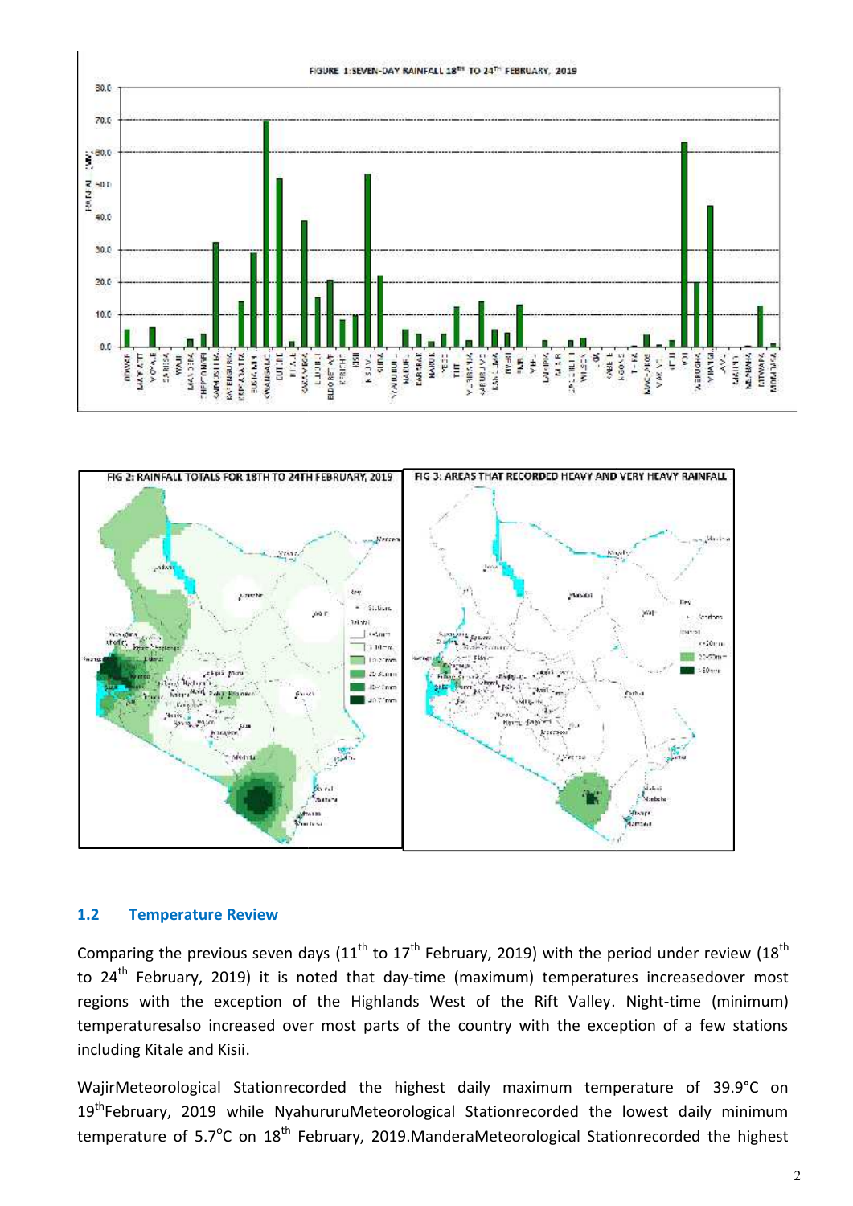FIGURE 1:SEVEN-DAY RAINFALL 18[TH] TO 24[TH] FEBRUARY, 2019

FIG 2: RAINFALL TOTALS FOR 18TH TO 24TH FEBRUARY, 2019

FIG 3: AREAS THAT RECORDED HEAVY AND VERY HEAVY RAINFALL

## 1.2 Temperature Review

Comparing the previous seven days (11$^{th}$ to 17$^{th}$ February, 2019) with the period under review (18$^{th}$ to 24$^{th}$ February, 2019) it is noted that day-time (maximum) temperatures increasedover most regions with the exception of the Highlands West of the Rift Valley. Night-time (minimum) temperaturesalso increased over most parts of the country with the exception of a few stations including Kitale and Kisii.

WajirMeteorological Stationrecorded the highest daily maximum temperature of 39.9°C on 19$^{th}$February, 2019 while NyahururuMeteorological Stationrecorded the lowest daily minimum temperature of 5.7$^{o}$C on 18$^{th}$ February, 2019.ManderaMeteorological Stationrecorded the highest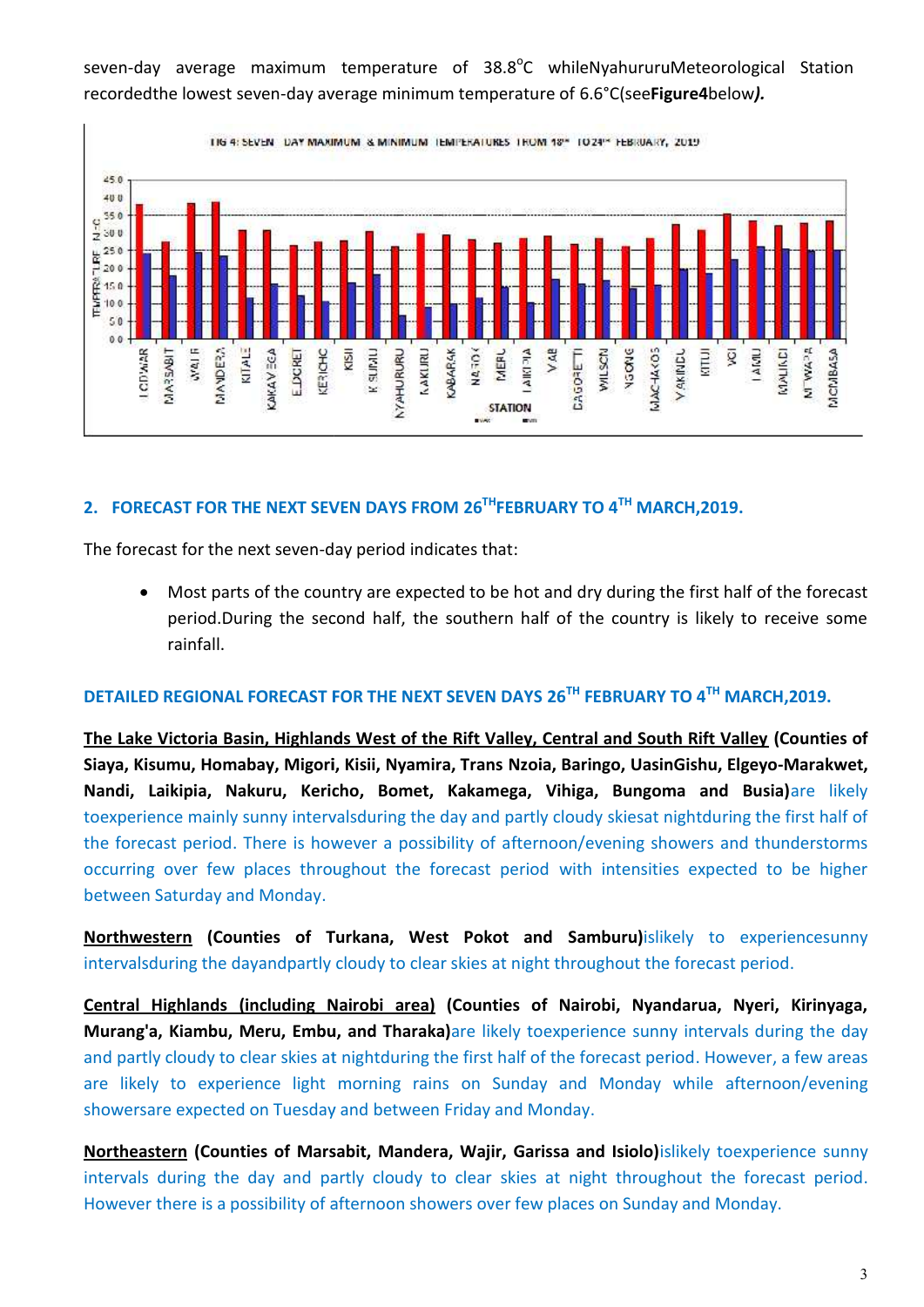seven-day average maximum temperature of 38.8°C whileNyahururuMeteorological Station recordedthe lowest seven-day average minimum temperature of 6.6°C(see**Figure4**below***).***

## 2. FORECAST FOR THE NEXT SEVEN DAYS FROM 26^TH FEBRUARY TO 4^TH MARCH,2019.

The forecast for the next seven-day period indicates that:

- Most parts of the country are expected to be hot and dry during the first half of the forecast period.During the second half, the southern half of the country is likely to receive some rainfall.

## DETAILED REGIONAL FORECAST FOR THE NEXT SEVEN DAYS 26^TH FEBRUARY TO 4^TH MARCH,2019.

**<u>The Lake Victoria Basin, Highlands West of the Rift Valley, Central and South Rift Valley</u> (Counties of Siaya, Kisumu, Homabay, Migori, Kisii, Nyamira, Trans Nzoia, Baringo, UasinGishu, Elgeyo-Marakwet, Nandi, Laikipia, Nakuru, Kericho, Bomet, Kakamega, Vihiga, Bungoma and Busia)**are likely toexperience mainly sunny intervalsduring the day and partly cloudy skiesat nightduring the first half of the forecast period. There is however a possibility of afternoon/evening showers and thunderstorms occurring over few places throughout the forecast period with intensities expected to be higher between Saturday and Monday.

**<u>Northwestern</u> (Counties of Turkana, West Pokot and Samburu)**islikely to experiencesunny intervalsduring the dayandpartly cloudy to clear skies at night throughout the forecast period.

**<u>Central Highlands (including Nairobi area)</u> (Counties of Nairobi, Nyandarua, Nyeri, Kirinyaga, Murang'a, Kiambu, Meru, Embu, and Tharaka)**are likely toexperience sunny intervals during the day and partly cloudy to clear skies at nightduring the first half of the forecast period. However, a few areas are likely to experience light morning rains on Sunday and Monday while afternoon/evening showersare expected on Tuesday and between Friday and Monday.

**<u>Northeastern</u> (Counties of Marsabit, Mandera, Wajir, Garissa and Isiolo)**islikely toexperience sunny intervals during the day and partly cloudy to clear skies at night throughout the forecast period. However there is a possibility of afternoon showers over few places on Sunday and Monday.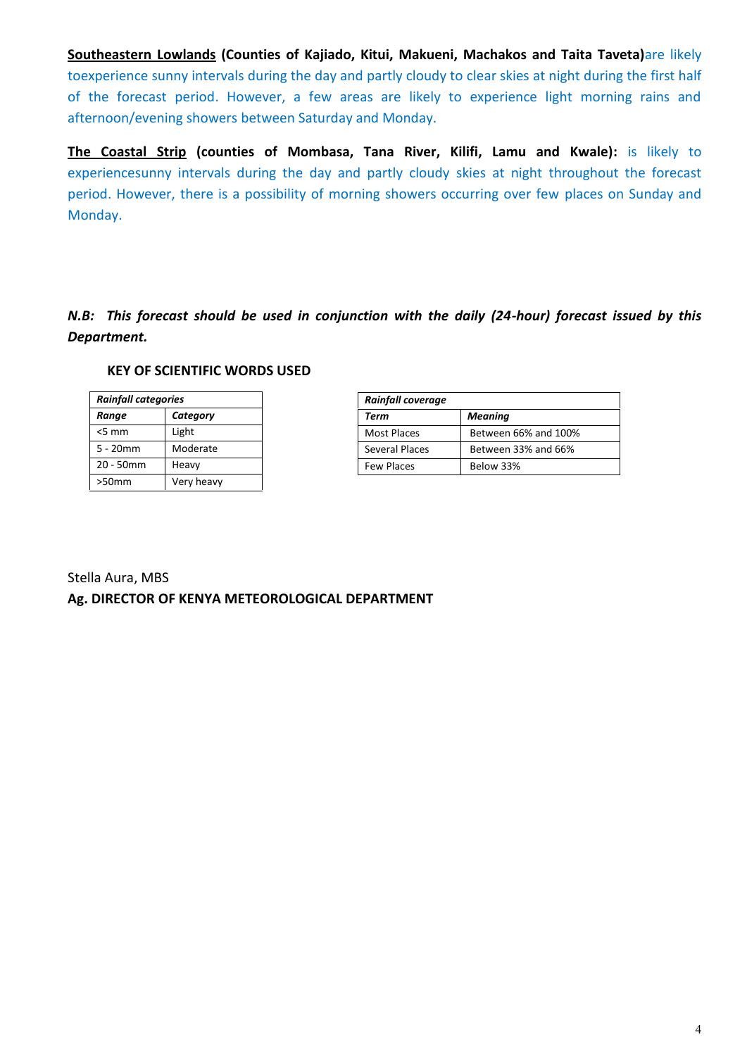**<u>Southeastern Lowlands</u> (Counties of Kajiado, Kitui, Makueni, Machakos and Taita Taveta)**are likely toexperience sunny intervals during the day and partly cloudy to clear skies at night during the first half of the forecast period. However, a few areas are likely to experience light morning rains and afternoon/evening showers between Saturday and Monday.

**<u>The Coastal Strip</u> (counties of Mombasa, Tana River, Kilifi, Lamu and Kwale):** is likely to experiencesunny intervals during the day and partly cloudy skies at night throughout the forecast period. However, there is a possibility of morning showers occurring over few places on Sunday and Monday.

***N.B: This forecast should be used in conjunction with the daily (24-hour) forecast issued by this Department.***

**KEY OF SCIENTIFIC WORDS USED**

| ***Rainfall categories*** | |
|---|---|
| ***Range*** | ***Category*** |
| <5 mm | Light |
| 5 - 20mm | Moderate |
| 20 - 50mm | Heavy |
| >50mm | Very heavy |

| ***Rainfall coverage*** | |
|---|---|
| ***Term*** | ***Meaning*** |
| Most Places | Between 66% and 100% |
| Several Places | Between 33% and 66% |
| Few Places | Below 33% |

Stella Aura, MBS

**Ag. DIRECTOR OF KENYA METEOROLOGICAL DEPARTMENT**